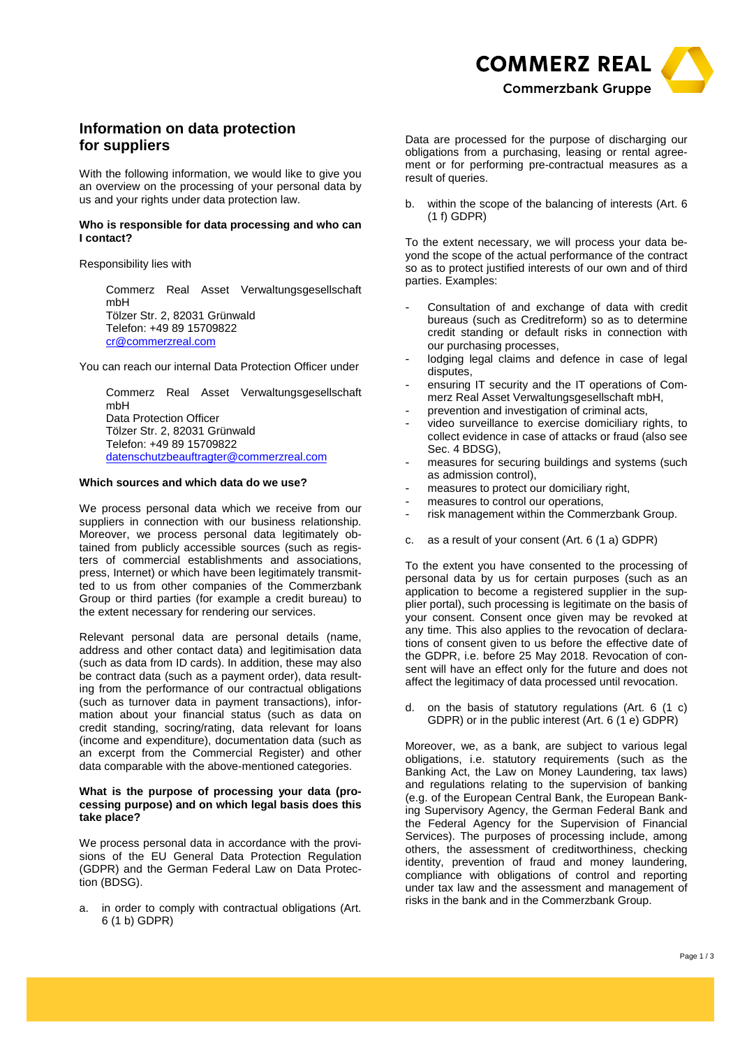# Information on data protection for suppliers

With the following information, we would like to give you an overview on the processing of your personal data by us and your rights under data protection law.

**Who is responsible for data processing and who can I contact?**

Responsibility lies with

> Commerz Real Asset Verwaltungsgesellschaft mbH
> Tölzer Str. 2, 82031 Grünwald
> Telefon: +49 89 15709822
> cr@commerzreal.com

You can reach our internal Data Protection Officer under

> Commerz Real Asset Verwaltungsgesellschaft mbH
> Data Protection Officer
> Tölzer Str. 2, 82031 Grünwald
> Telefon: +49 89 15709822
> datenschutzbeauftragter@commerzreal.com

**Which sources and which data do we use?**

We process personal data which we receive from our suppliers in connection with our business relationship. Moreover, we process personal data legitimately obtained from publicly accessible sources (such as registers of commercial establishments and associations, press, Internet) or which have been legitimately transmitted to us from other companies of the Commerzbank Group or third parties (for example a credit bureau) to the extent necessary for rendering our services.

Relevant personal data are personal details (name, address and other contact data) and legitimisation data (such as data from ID cards). In addition, these may also be contract data (such as a payment order), data resulting from the performance of our contractual obligations (such as turnover data in payment transactions), information about your financial status (such as data on credit standing, socring/rating, data relevant for loans (income and expenditure), documentation data (such as an excerpt from the Commercial Register) and other data comparable with the above-mentioned categories.

**What is the purpose of processing your data (processing purpose) and on which legal basis does this take place?**

We process personal data in accordance with the provisions of the EU General Data Protection Regulation (GDPR) and the German Federal Law on Data Protection (BDSG).

a. in order to comply with contractual obligations (Art. 6 (1 b) GDPR)

Data are processed for the purpose of discharging our obligations from a purchasing, leasing or rental agreement or for performing pre-contractual measures as a result of queries.

b. within the scope of the balancing of interests (Art. 6 (1 f) GDPR)

To the extent necessary, we will process your data beyond the scope of the actual performance of the contract so as to protect justified interests of our own and of third parties. Examples:

- Consultation of and exchange of data with credit bureaus (such as Creditreform) so as to determine credit standing or default risks in connection with our purchasing processes,
- lodging legal claims and defence in case of legal disputes,
- ensuring IT security and the IT operations of Commerz Real Asset Verwaltungsgesellschaft mbH,
- prevention and investigation of criminal acts,
- video surveillance to exercise domiciliary rights, to collect evidence in case of attacks or fraud (also see Sec. 4 BDSG),
- measures for securing buildings and systems (such as admission control),
- measures to protect our domiciliary right,
- measures to control our operations,
- risk management within the Commerzbank Group.

c. as a result of your consent (Art. 6 (1 a) GDPR)

To the extent you have consented to the processing of personal data by us for certain purposes (such as an application to become a registered supplier in the supplier portal), such processing is legitimate on the basis of your consent. Consent once given may be revoked at any time. This also applies to the revocation of declarations of consent given to us before the effective date of the GDPR, i.e. before 25 May 2018. Revocation of consent will have an effect only for the future and does not affect the legitimacy of data processed until revocation.

d. on the basis of statutory regulations (Art. 6 (1 c) GDPR) or in the public interest (Art. 6 (1 e) GDPR)

Moreover, we, as a bank, are subject to various legal obligations, i.e. statutory requirements (such as the Banking Act, the Law on Money Laundering, tax laws) and regulations relating to the supervision of banking (e.g. of the European Central Bank, the European Banking Supervisory Agency, the German Federal Bank and the Federal Agency for the Supervision of Financial Services). The purposes of processing include, among others, the assessment of creditworthiness, checking identity, prevention of fraud and money laundering, compliance with obligations of control and reporting under tax law and the assessment and management of risks in the bank and in the Commerzbank Group.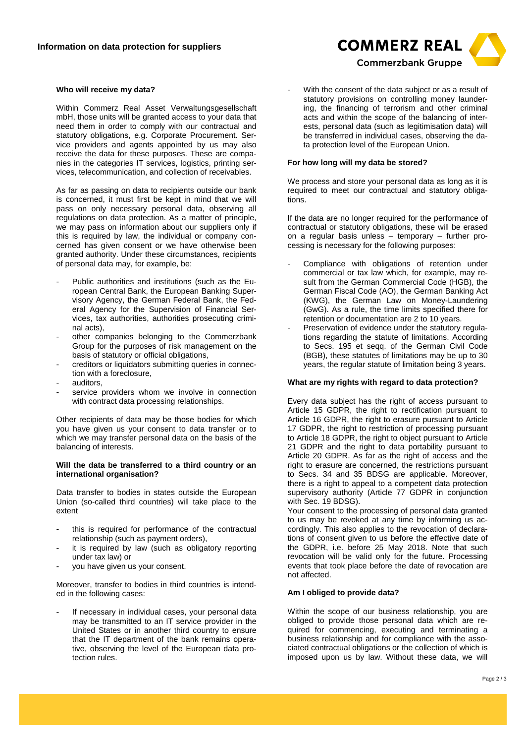### Who will receive my data?

Within Commerz Real Asset Verwaltungsgesellschaft mbH, those units will be granted access to your data that need them in order to comply with our contractual and statutory obligations, e.g. Corporate Procurement. Service providers and agents appointed by us may also receive the data for these purposes. These are companies in the categories IT services, logistics, printing services, telecommunication, and collection of receivables.

As far as passing on data to recipients outside our bank is concerned, it must first be kept in mind that we will pass on only necessary personal data, observing all regulations on data protection. As a matter of principle, we may pass on information about our suppliers only if this is required by law, the individual or company concerned has given consent or we have otherwise been granted authority. Under these circumstances, recipients of personal data may, for example, be:

- Public authorities and institutions (such as the European Central Bank, the European Banking Supervisory Agency, the German Federal Bank, the Federal Agency for the Supervision of Financial Services, tax authorities, authorities prosecuting criminal acts),
- other companies belonging to the Commerzbank Group for the purposes of risk management on the basis of statutory or official obligations,
- creditors or liquidators submitting queries in connection with a foreclosure,
- auditors,
- service providers whom we involve in connection with contract data processing relationships.

Other recipients of data may be those bodies for which you have given us your consent to data transfer or to which we may transfer personal data on the basis of the balancing of interests.

### Will the data be transferred to a third country or an international organisation?

Data transfer to bodies in states outside the European Union (so-called third countries) will take place to the extent

- this is required for performance of the contractual relationship (such as payment orders),
- it is required by law (such as obligatory reporting under tax law) or
- you have given us your consent.

Moreover, transfer to bodies in third countries is intended in the following cases:

- If necessary in individual cases, your personal data may be transmitted to an IT service provider in the United States or in another third country to ensure that the IT department of the bank remains operative, observing the level of the European data protection rules.
- With the consent of the data subject or as a result of statutory provisions on controlling money laundering, the financing of terrorism and other criminal acts and within the scope of the balancing of interests, personal data (such as legitimisation data) will be transferred in individual cases, observing the data protection level of the European Union.

### For how long will my data be stored?

We process and store your personal data as long as it is required to meet our contractual and statutory obligations.

If the data are no longer required for the performance of contractual or statutory obligations, these will be erased on a regular basis unless – temporary – further processing is necessary for the following purposes:

- Compliance with obligations of retention under commercial or tax law which, for example, may result from the German Commercial Code (HGB), the German Fiscal Code (AO), the German Banking Act (KWG), the German Law on Money-Laundering (GwG). As a rule, the time limits specified there for retention or documentation are 2 to 10 years.
- Preservation of evidence under the statutory regulations regarding the statute of limitations. According to Secs. 195 et seqq. of the German Civil Code (BGB), these statutes of limitations may be up to 30 years, the regular statute of limitation being 3 years.

### What are my rights with regard to data protection?

Every data subject has the right of access pursuant to Article 15 GDPR, the right to rectification pursuant to Article 16 GDPR, the right to erasure pursuant to Article 17 GDPR, the right to restriction of processing pursuant to Article 18 GDPR, the right to object pursuant to Article 21 GDPR and the right to data portability pursuant to Article 20 GDPR. As far as the right of access and the right to erasure are concerned, the restrictions pursuant to Secs. 34 and 35 BDSG are applicable. Moreover, there is a right to appeal to a competent data protection supervisory authority (Article 77 GDPR in conjunction with Sec. 19 BDSG).

Your consent to the processing of personal data granted to us may be revoked at any time by informing us accordingly. This also applies to the revocation of declarations of consent given to us before the effective date of the GDPR, i.e. before 25 May 2018. Note that such revocation will be valid only for the future. Processing events that took place before the date of revocation are not affected.

### Am I obliged to provide data?

Within the scope of our business relationship, you are obliged to provide those personal data which are required for commencing, executing and terminating a business relationship and for compliance with the associated contractual obligations or the collection of which is imposed upon us by law. Without these data, we will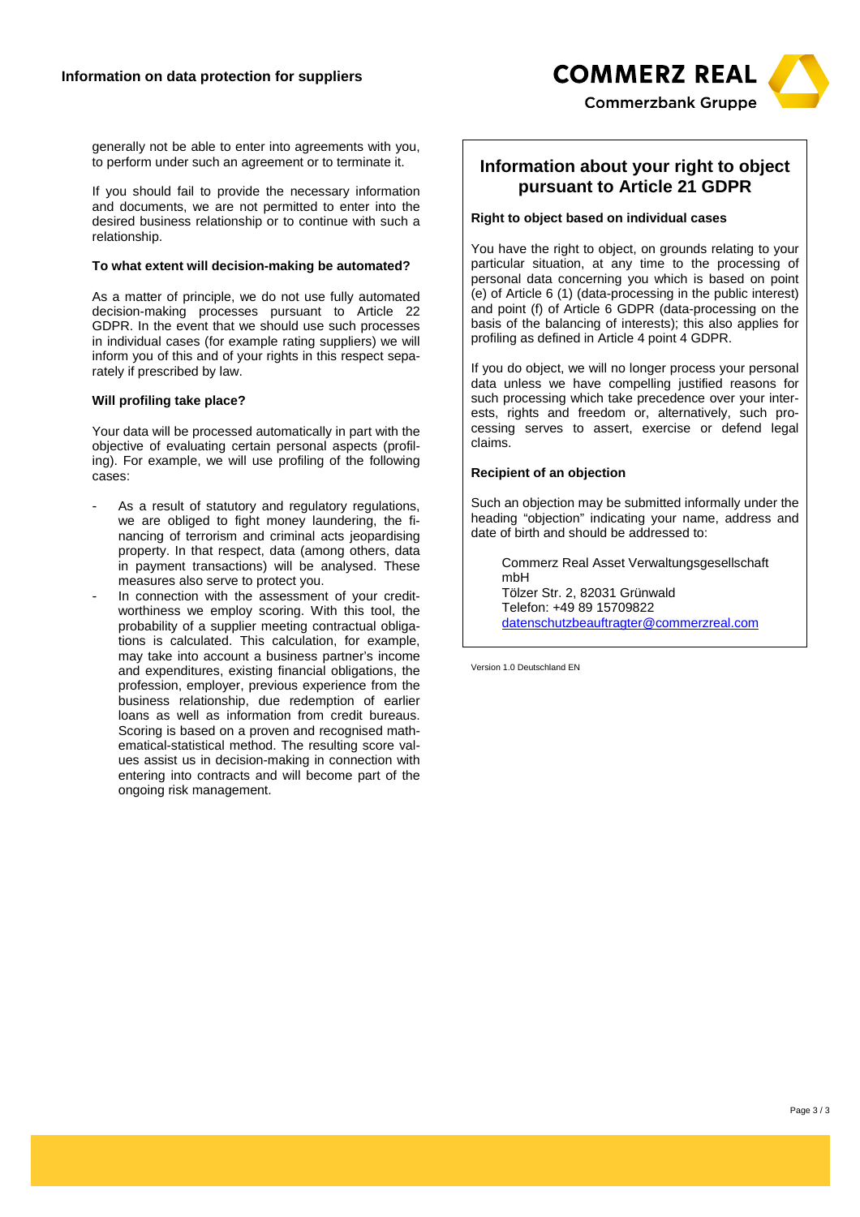generally not be able to enter into agreements with you, to perform under such an agreement or to terminate it.

If you should fail to provide the necessary information and documents, we are not permitted to enter into the desired business relationship or to continue with such a relationship.

**To what extent will decision-making be automated?**

As a matter of principle, we do not use fully automated decision-making processes pursuant to Article 22 GDPR. In the event that we should use such processes in individual cases (for example rating suppliers) we will inform you of this and of your rights in this respect separately if prescribed by law.

**Will profiling take place?**

Your data will be processed automatically in part with the objective of evaluating certain personal aspects (profiling). For example, we will use profiling of the following cases:

- As a result of statutory and regulatory regulations, we are obliged to fight money laundering, the financing of terrorism and criminal acts jeopardising property. In that respect, data (among others, data in payment transactions) will be analysed. These measures also serve to protect you.
- In connection with the assessment of your creditworthiness we employ scoring. With this tool, the probability of a supplier meeting contractual obligations is calculated. This calculation, for example, may take into account a business partner's income and expenditures, existing financial obligations, the profession, employer, previous experience from the business relationship, due redemption of earlier loans as well as information from credit bureaus. Scoring is based on a proven and recognised mathematical-statistical method. The resulting score values assist us in decision-making in connection with entering into contracts and will become part of the ongoing risk management.

## Information about your right to object pursuant to Article 21 GDPR

**Right to object based on individual cases**

You have the right to object, on grounds relating to your particular situation, at any time to the processing of personal data concerning you which is based on point (e) of Article 6 (1) (data-processing in the public interest) and point (f) of Article 6 GDPR (data-processing on the basis of the balancing of interests); this also applies for profiling as defined in Article 4 point 4 GDPR.

If you do object, we will no longer process your personal data unless we have compelling justified reasons for such processing which take precedence over your interests, rights and freedom or, alternatively, such processing serves to assert, exercise or defend legal claims.

**Recipient of an objection**

Such an objection may be submitted informally under the heading "objection" indicating your name, address and date of birth and should be addressed to:

Commerz Real Asset Verwaltungsgesellschaft mbH
Tölzer Str. 2, 82031 Grünwald
Telefon: +49 89 15709822
datenschutzbeauftragter@commerzreal.com

Version 1.0 Deutschland EN